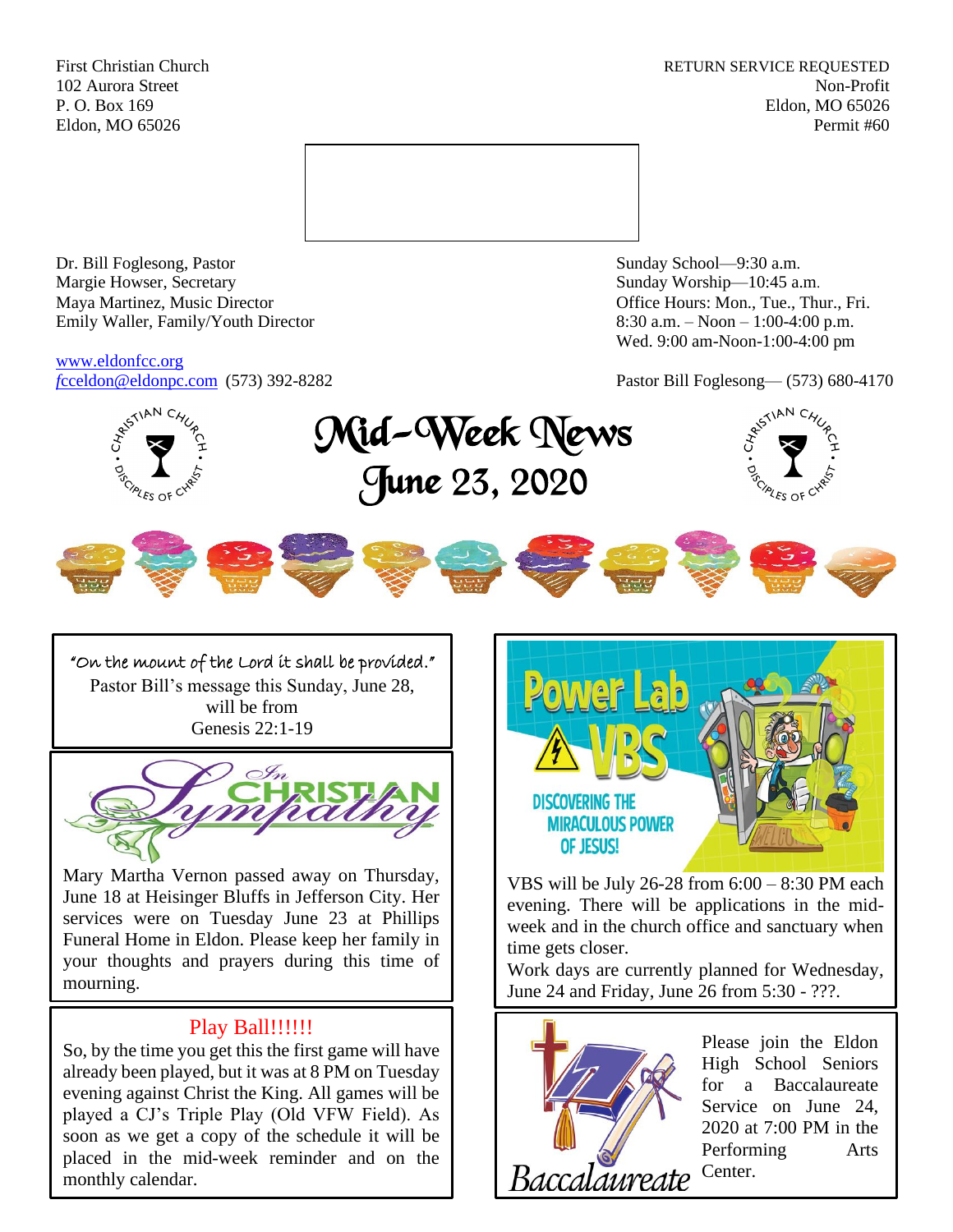First Christian Church
102 Aurora Street
P. O. Box 169
Eldon, MO 65026

RETURN SERVICE REQUESTED
Non-Profit
Eldon, MO 65026
Permit #60

Dr. Bill Foglesong, Pastor
Margie Howser, Secretary
Maya Martinez, Music Director
Emily Waller, Family/Youth Director

www.eldonfcc.org
fcceldon@eldonpc.com (573) 392-8282

Sunday School—9:30 a.m.
Sunday Worship—10:45 a.m.
Office Hours: Mon., Tue., Thur., Fri.
8:30 a.m. – Noon – 1:00-4:00 p.m.
Wed. 9:00 am-Noon-1:00-4:00 pm

Pastor Bill Foglesong— (573) 680-4170

# Mid-Week News
## June 23, 2020

"On the mount of the Lord it shall be provided."
Pastor Bill's message this Sunday, June 28, will be from Genesis 22:1-19

**In Christian Sympathy**

Mary Martha Vernon passed away on Thursday, June 18 at Heisinger Bluffs in Jefferson City. Her services were on Tuesday June 23 at Phillips Funeral Home in Eldon. Please keep her family in your thoughts and prayers during this time of mourning.

## Play Ball!!!!!!

So, by the time you get this the first game will have already been played, but it was at 8 PM on Tuesday evening against Christ the King. All games will be played a CJ's Triple Play (Old VFW Field). As soon as we get a copy of the schedule it will be placed in the mid-week reminder and on the monthly calendar.

## Power Lab VBS
**DISCOVERING THE MIRACULOUS POWER OF JESUS!**

VBS will be July 26-28 from 6:00 – 8:30 PM each evening. There will be applications in the mid-week and in the church office and sanctuary when time gets closer.
Work days are currently planned for Wednesday, June 24 and Friday, June 26 from 5:30 - ???.

## Baccalaureate

Please join the Eldon High School Seniors for a Baccalaureate Service on June 24, 2020 at 7:00 PM in the Performing Arts Center.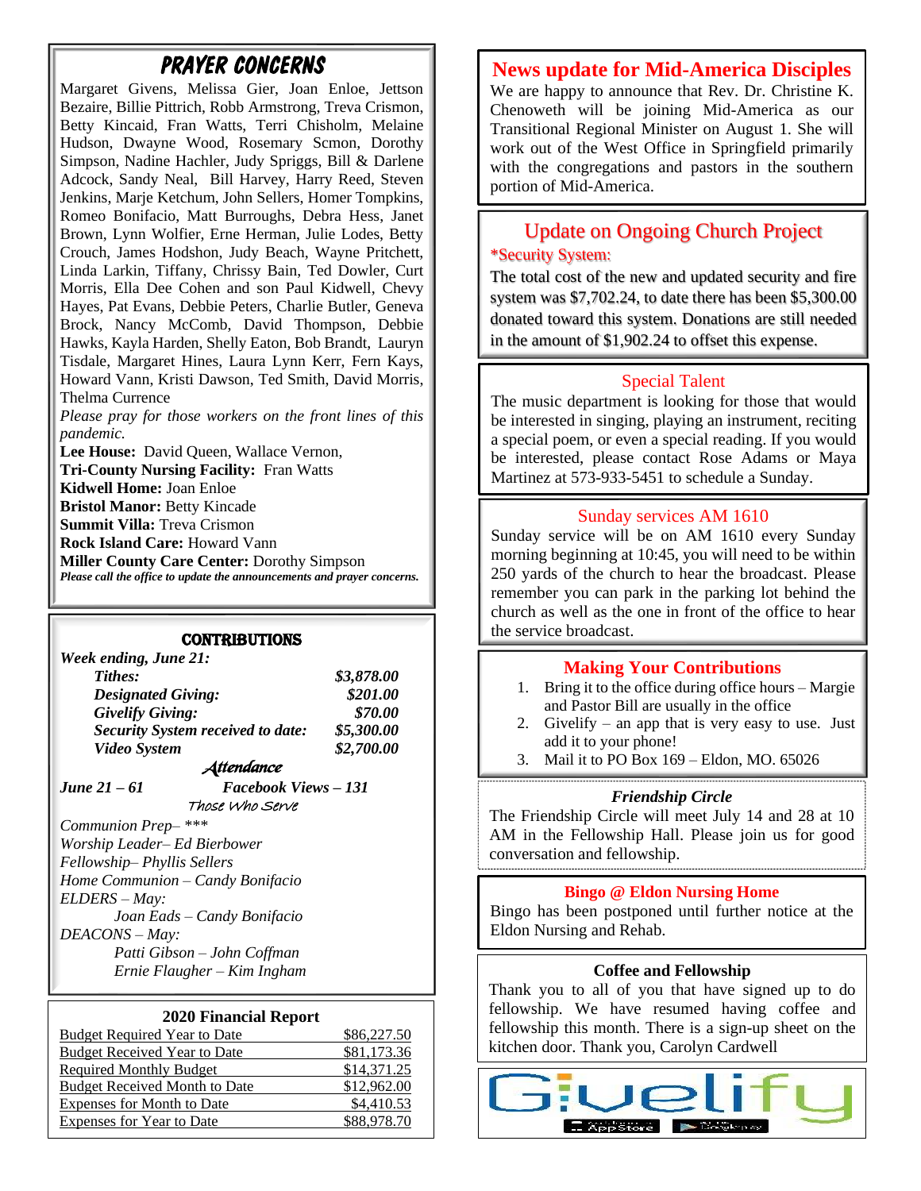## PRAYER CONCERNS

Margaret Givens, Melissa Gier, Joan Enloe, Jettson Bezaire, Billie Pittrich, Robb Armstrong, Treva Crismon, Betty Kincaid, Fran Watts, Terri Chisholm, Melaine Hudson, Dwayne Wood, Rosemary Scmon, Dorothy Simpson, Nadine Hachler, Judy Spriggs, Bill & Darlene Adcock, Sandy Neal, Bill Harvey, Harry Reed, Steven Jenkins, Marje Ketchum, John Sellers, Homer Tompkins, Romeo Bonifacio, Matt Burroughs, Debra Hess, Janet Brown, Lynn Wolfier, Erne Herman, Julie Lodes, Betty Crouch, James Hodshon, Judy Beach, Wayne Pritchett, Linda Larkin, Tiffany, Chrissy Bain, Ted Dowler, Curt Morris, Ella Dee Cohen and son Paul Kidwell, Chevy Hayes, Pat Evans, Debbie Peters, Charlie Butler, Geneva Brock, Nancy McComb, David Thompson, Debbie Hawks, Kayla Harden, Shelly Eaton, Bob Brandt, Lauryn Tisdale, Margaret Hines, Laura Lynn Kerr, Fern Kays, Howard Vann, Kristi Dawson, Ted Smith, David Morris, Thelma Currence

*Please pray for those workers on the front lines of this pandemic.*

**Lee House:** David Queen, Wallace Vernon,
**Tri-County Nursing Facility:** Fran Watts
**Kidwell Home:** Joan Enloe
**Bristol Manor:** Betty Kincade
**Summit Villa:** Treva Crismon
**Rock Island Care:** Howard Vann
**Miller County Care Center:** Dorothy Simpson

***Please call the office to update the announcements and prayer concerns.***

## CONTRIBUTIONS

*Week ending, June 21:*

| | |
|---|---|
| ***Tithes:*** | ***$3,878.00*** |
| ***Designated Giving:*** | ***$201.00*** |
| ***Givelify Giving:*** | ***$70.00*** |
| ***Security System received to date:*** | ***$5,300.00*** |
| ***Video System*** | ***$2,700.00*** |

### *Attendance*

***June 21 – 61*** ***Facebook Views – 131***

*Those Who Serve*

*Communion Prep– \*\*\**
*Worship Leader– Ed Bierbower*
*Fellowship– Phyllis Sellers*
*Home Communion – Candy Bonifacio*
*ELDERS – May:*
*Joan Eads – Candy Bonifacio*
*DEACONS – May:*
*Patti Gibson – John Coffman*
*Ernie Flaugher – Kim Ingham*

### 2020 Financial Report

| | |
|---|---|
| Budget Required Year to Date | $86,227.50 |
| Budget Received Year to Date | $81,173.36 |
| Required Monthly Budget | $14,371.25 |
| Budget Received Month to Date | $12,962.00 |
| Expenses for Month to Date | $4,410.53 |
| Expenses for Year to Date | $88,978.70 |

## News update for Mid-America Disciples

We are happy to announce that Rev. Dr. Christine K. Chenoweth will be joining Mid-America as our Transitional Regional Minister on August 1. She will work out of the West Office in Springfield primarily with the congregations and pastors in the southern portion of Mid-America.

## Update on Ongoing Church Project

*Security System:

The total cost of the new and updated security and fire system was $7,702.24, to date there has been $5,300.00 donated toward this system. Donations are still needed in the amount of $1,902.24 to offset this expense.

## Special Talent

The music department is looking for those that would be interested in singing, playing an instrument, reciting a special poem, or even a special reading. If you would be interested, please contact Rose Adams or Maya Martinez at 573-933-5451 to schedule a Sunday.

## Sunday services AM 1610

Sunday service will be on AM 1610 every Sunday morning beginning at 10:45, you will need to be within 250 yards of the church to hear the broadcast. Please remember you can park in the parking lot behind the church as well as the one in front of the office to hear the service broadcast.

## Making Your Contributions

1. Bring it to the office during office hours – Margie and Pastor Bill are usually in the office
2. Givelify – an app that is very easy to use. Just add it to your phone!
3. Mail it to PO Box 169 – Eldon, MO. 65026

### *Friendship Circle*

The Friendship Circle will meet July 14 and 28 at 10 AM in the Fellowship Hall. Please join us for good conversation and fellowship.

### Bingo @ Eldon Nursing Home

Bingo has been postponed until further notice at the Eldon Nursing and Rehab.

### Coffee and Fellowship

Thank you to all of you that have signed up to do fellowship. We have resumed having coffee and fellowship this month. There is a sign-up sheet on the kitchen door. Thank you, Carolyn Cardwell

Givelify